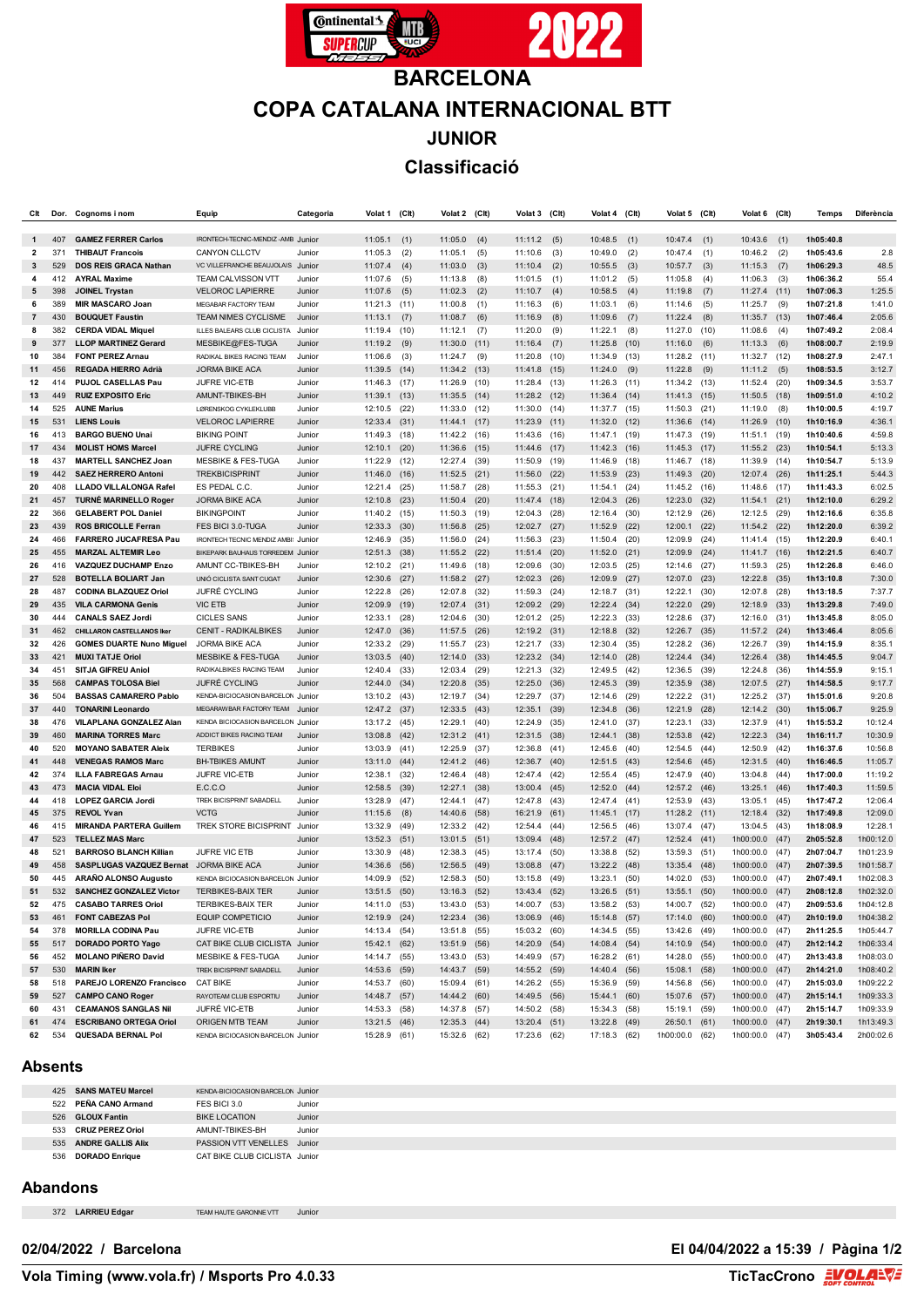# BARCELONA

# COPA CATALANA INTERNACIONAL BTT

## JUNIOR

## Classificació

| Clt | Dor. | Cognoms i nom | Equip | Categoria | Volat 1 | (Clt) | Volat 2 | (Clt) | Volat 3 | (Clt) | Volat 4 | (Clt) | Volat 5 | (Clt) | Volat 6 | (Clt) | Temps | Diferència |
|---|---|---|---|---|---|---|---|---|---|---|---|---|---|---|---|---|---|---|
| 1 | 407 | **GAMEZ FERRER Carlos** | IRONTECH-TECNIC-MENDIZ -AMB | Junior | 11:05.1 | (1) | 11:05.0 | (4) | 11:11.2 | (5) | 10:48.5 | (1) | 10:47.4 | (1) | 10:43.6 | (1) | **1h05:40.8** | |
| 2 | 371 | **THIBAUT Francois** | CANYON CLLCTV | Junior | 11:05.3 | (2) | 11:05.1 | (5) | 11:10.6 | (3) | 10:49.0 | (2) | 10:47.4 | (1) | 10:46.2 | (2) | **1h05:43.6** | 2.8 |
| 3 | 529 | **DOS REIS GRACA Nathan** | VC VILLEFRANCHE BEAUJOLAIS | Junior | 11:07.4 | (4) | 11:03.0 | (3) | 11:10.4 | (2) | 10:55.5 | (3) | 10:57.7 | (3) | 11:15.3 | (7) | **1h06:29.3** | 48.5 |
| 4 | 412 | **AYRAL Maxime** | TEAM CALVISSON VTT | Junior | 11:07.6 | (5) | 11:13.8 | (8) | 11:01.5 | (1) | 11:01.2 | (5) | 11:05.8 | (4) | 11:06.3 | (3) | **1h06:36.2** | 55.4 |
| 5 | 398 | **JOINEL Trystan** | VELOROC LAPIERRE | Junior | 11:07.6 | (5) | 11:02.3 | (2) | 11:10.7 | (4) | 10:58.5 | (4) | 11:19.8 | (7) | 11:27.4 | (11) | **1h07:06.3** | 1:25.5 |
| 6 | 389 | **MIR MASCARO Joan** | MEGABAR FACTORY TEAM | Junior | 11:21.3 | (11) | 11:00.8 | (1) | 11:16.3 | (6) | 11:03.1 | (6) | 11:14.6 | (5) | 11:25.7 | (9) | **1h07:21.8** | 1:41.0 |
| 7 | 430 | **BOUQUET Faustin** | TEAM NIMES CYCLISME | Junior | 11:13.1 | (7) | 11:08.7 | (6) | 11:16.9 | (8) | 11:09.6 | (7) | 11:22.4 | (8) | 11:35.7 | (13) | **1h07:46.4** | 2:05.6 |
| 8 | 382 | **CERDA VIDAL Miquel** | ILLES BALEARS CLUB CICLISTA | Junior | 11:19.4 | (10) | 11:12.1 | (7) | 11:20.0 | (9) | 11:22.1 | (8) | 11:27.0 | (10) | 11:08.6 | (4) | **1h07:49.2** | 2:08.4 |
| 9 | 377 | **LLOP MARTINEZ Gerard** | MESBIKE@FES-TUGA | Junior | 11:19.2 | (9) | 11:30.0 | (11) | 11:16.4 | (7) | 11:25.8 | (10) | 11:16.0 | (6) | 11:13.3 | (6) | **1h08:00.7** | 2:19.9 |
| 10 | 384 | **FONT PEREZ Arnau** | RADIKAL BIKES RACING TEAM | Junior | 11:06.6 | (3) | 11:24.7 | (9) | 11:20.8 | (10) | 11:34.9 | (13) | 11:28.2 | (11) | 11:32.7 | (12) | **1h08:27.9** | 2:47.1 |
| 11 | 456 | **REGADA HIERRO Adrià** | JORMA BIKE ACA | Junior | 11:39.5 | (14) | 11:34.2 | (13) | 11:41.8 | (15) | 11:24.0 | (9) | 11:22.8 | (9) | 11:11.2 | (5) | **1h08:53.5** | 3:12.7 |
| 12 | 414 | **PUJOL CASELLAS Pau** | JUFRE VIC-ETB | Junior | 11:46.3 | (17) | 11:26.9 | (10) | 11:28.4 | (13) | 11:26.3 | (11) | 11:34.2 | (13) | 11:52.4 | (20) | **1h09:34.5** | 3:53.7 |
| 13 | 449 | **RUIZ EXPOSITO Eric** | AMUNT-TBIKES-BH | Junior | 11:39.1 | (13) | 11:35.5 | (14) | 11:28.2 | (12) | 11:36.4 | (14) | 11:41.3 | (15) | 11:50.5 | (18) | **1h09:51.0** | 4:10.2 |
| 14 | 525 | **AUNE Marius** | LØRENSKOG CYKLEKLUBB | Junior | 12:10.5 | (22) | 11:33.0 | (12) | 11:30.0 | (14) | 11:37.7 | (15) | 11:50.3 | (21) | 11:19.0 | (8) | **1h10:00.5** | 4:19.7 |
| 15 | 531 | **LIENS Louis** | VELOROC LAPIERRE | Junior | 12:33.4 | (31) | 11:44.1 | (17) | 11:23.9 | (11) | 11:32.0 | (12) | 11:36.6 | (14) | 11:26.9 | (10) | **1h10:16.9** | 4:36.1 |
| 16 | 413 | **BARGO BUENO Unai** | BIKING POINT | Junior | 11:49.3 | (18) | 11:42.2 | (16) | 11:43.6 | (16) | 11:47.1 | (19) | 11:47.3 | (19) | 11:51.1 | (19) | **1h10:40.6** | 4:59.8 |
| 17 | 434 | **MOLIST HOMS Marcel** | JUFRE CYCLING | Junior | 12:10.1 | (20) | 11:36.6 | (15) | 11:44.6 | (17) | 11:42.3 | (16) | 11:45.3 | (17) | 11:55.2 | (23) | **1h10:54.1** | 5:13.3 |
| 18 | 437 | **MARTELL SANCHEZ Joan** | MESBIKE & FES-TUGA | Junior | 11:22.9 | (12) | 12:27.4 | (39) | 11:50.9 | (19) | 11:46.9 | (18) | 11:46.7 | (18) | 11:39.9 | (14) | **1h10:54.7** | 5:13.9 |
| 19 | 442 | **SAEZ HERRERO Antoni** | TREKBICISPRINT | Junior | 11:46.0 | (16) | 11:52.5 | (21) | 11:56.0 | (22) | 11:53.9 | (23) | 11:49.3 | (20) | 12:07.4 | (26) | **1h11:25.1** | 5:44.3 |
| 20 | 408 | **LLADO VILLALONGA Rafel** | ES PEDAL C.C. | Junior | 12:21.4 | (25) | 11:58.7 | (28) | 11:55.3 | (21) | 11:54.1 | (24) | 11:45.2 | (16) | 11:48.6 | (17) | **1h11:43.3** | 6:02.5 |
| 21 | 457 | **TURNÉ MARINELLO Roger** | JORMA BIKE ACA | Junior | 12:10.8 | (23) | 11:50.4 | (20) | 11:47.4 | (18) | 12:04.3 | (26) | 12:23.0 | (32) | 11:54.1 | (21) | **1h12:10.0** | 6:29.2 |
| 22 | 366 | **GELABERT POL Daniel** | BIKINGPOINT | Junior | 11:40.2 | (15) | 11:50.3 | (19) | 12:04.3 | (28) | 12:16.4 | (30) | 12:12.9 | (26) | 12:12.5 | (29) | **1h12:16.6** | 6:35.8 |
| 23 | 439 | **ROS BRICOLLE Ferran** | FES BICI 3.0-TUGA | Junior | 12:33.3 | (30) | 11:56.8 | (25) | 12:02.7 | (27) | 11:52.9 | (22) | 12:00.1 | (22) | 11:54.2 | (22) | **1h12:20.0** | 6:39.2 |
| 24 | 466 | **FARRERO JUCAFRESA Pau** | IRONTECH TECNIC MENDIZ AMBI | Junior | 12:46.9 | (35) | 11:56.0 | (24) | 11:56.3 | (23) | 11:50.4 | (20) | 12:09.9 | (24) | 11:41.4 | (15) | **1h12:20.9** | 6:40.1 |
| 25 | 455 | **MARZAL ALTEMIR Leo** | BIKEPARK BAUHAUS TORREDEM | Junior | 12:51.3 | (38) | 11:55.2 | (22) | 11:51.4 | (20) | 11:52.0 | (21) | 12:09.9 | (24) | 11:41.7 | (16) | **1h12:21.5** | 6:40.7 |
| 26 | 416 | **VAZQUEZ DUCHAMP Enzo** | AMUNT CC-TBIKES-BH | Junior | 12:10.2 | (21) | 11:49.6 | (18) | 12:09.6 | (30) | 12:03.5 | (25) | 12:14.6 | (27) | 11:59.3 | (25) | **1h12:26.8** | 6:46.0 |
| 27 | 528 | **BOTELLA BOLIART Jan** | UNIÓ CICLISTA SANT CUGAT | Junior | 12:30.6 | (27) | 11:58.2 | (27) | 12:02.3 | (26) | 12:09.9 | (27) | 12:07.0 | (23) | 12:22.8 | (35) | **1h13:10.8** | 7:30.0 |
| 28 | 487 | **CODINA BLAZQUEZ Oriol** | JUFRÉ CYCLING | Junior | 12:22.8 | (26) | 12:07.8 | (32) | 11:59.3 | (24) | 12:18.7 | (31) | 12:22.1 | (30) | 12:07.8 | (28) | **1h13:18.5** | 7:37.7 |
| 29 | 435 | **VILA CARMONA Genis** | VIC ETB | Junior | 12:09.9 | (19) | 12:07.4 | (31) | 12:09.2 | (29) | 12:22.4 | (34) | 12:22.0 | (29) | 12:18.9 | (33) | **1h13:29.8** | 7:49.0 |
| 30 | 444 | **CANALS SAEZ Jordi** | CICLES SANS | Junior | 12:33.1 | (28) | 12:04.6 | (30) | 12:01.2 | (25) | 12:23.3 | (33) | 12:28.6 | (37) | 12:16.0 | (31) | **1h13:45.8** | 8:05.0 |
| 31 | 462 | **CHILLARON CASTELLANOS Iker** | CENIT - RADIKALBIKES | Junior | 12:47.0 | (36) | 11:57.5 | (26) | 12:19.2 | (31) | 12:18.8 | (32) | 12:26.7 | (35) | 11:57.2 | (24) | **1h13:46.4** | 8:05.6 |
| 32 | 426 | **GOMES DUARTE Nuno Miguel** | JORMA BIKE ACA | Junior | 12:33.2 | (29) | 11:55.7 | (23) | 12:21.7 | (33) | 12:30.4 | (35) | 12:28.2 | (36) | 12:26.7 | (39) | **1h14:15.9** | 8:35.1 |
| 33 | 421 | **MUXI TATJE Oriol** | MESBIKE & FES-TUGA | Junior | 13:03.5 | (40) | 12:14.0 | (33) | 12:23.2 | (34) | 12:14.0 | (28) | 12:24.4 | (34) | 12:26.4 | (38) | **1h14:45.5** | 9:04.7 |
| 34 | 451 | **SITJA GIFREU Aniol** | RADIKALBIKES RACING TEAM | Junior | 12:40.4 | (33) | 12:03.4 | (29) | 12:21.3 | (32) | 12:49.5 | (42) | 12:36.5 | (39) | 12:24.8 | (36) | **1h14:55.9** | 9:15.1 |
| 35 | 568 | **CAMPAS TOLOSA Biel** | JUFRÉ CYCLING | Junior | 12:44.0 | (34) | 12:20.8 | (35) | 12:25.0 | (36) | 12:45.3 | (39) | 12:35.9 | (38) | 12:07.5 | (27) | **1h14:58.5** | 9:17.7 |
| 36 | 504 | **BASSAS CAMARERO Pablo** | KENDA-BICIOCASION BARCELON | Junior | 13:10.2 | (43) | 12:19.7 | (34) | 12:29.7 | (37) | 12:14.6 | (29) | 12:22.2 | (31) | 12:25.2 | (37) | **1h15:01.6** | 9:20.8 |
| 37 | 440 | **TONARINI Leonardo** | MEGARAWBAR FACTORY TEAM | Junior | 12:47.2 | (37) | 12:33.5 | (43) | 12:35.1 | (39) | 12:34.8 | (36) | 12:21.9 | (28) | 12:14.2 | (30) | **1h15:06.7** | 9:25.9 |
| 38 | 476 | **VILAPLANA GONZALEZ Alan** | KENDA BICIOCASION BARCELON | Junior | 13:17.2 | (45) | 12:29.1 | (40) | 12:24.9 | (35) | 12:41.0 | (37) | 12:23.1 | (33) | 12:37.9 | (41) | **1h15:53.2** | 10:12.4 |
| 39 | 460 | **MARINA TORRES Marc** | ADDICT BIKES RACING TEAM | Junior | 13:08.8 | (42) | 12:31.2 | (41) | 12:31.5 | (38) | 12:44.1 | (38) | 12:53.8 | (42) | 12:22.3 | (34) | **1h16:11.7** | 10:30.9 |
| 40 | 520 | **MOYANO SABATER Aleix** | TERBIKES | Junior | 13:03.9 | (41) | 12:25.9 | (37) | 12:36.8 | (41) | 12:45.6 | (40) | 12:54.5 | (44) | 12:50.9 | (42) | **1h16:37.6** | 10:56.8 |
| 41 | 448 | **VENEGAS RAMOS Marc** | BH-TBIKES AMUNT | Junior | 13:11.0 | (44) | 12:41.2 | (46) | 12:36.7 | (40) | 12:51.5 | (43) | 12:54.6 | (45) | 12:31.5 | (40) | **1h16:46.5** | 11:05.7 |
| 42 | 374 | **ILLA FABREGAS Arnau** | JUFRE VIC-ETB | Junior | 12:38.1 | (32) | 12:46.4 | (48) | 12:47.4 | (42) | 12:55.4 | (45) | 12:47.9 | (40) | 13:04.8 | (44) | **1h17:00.0** | 11:19.2 |
| 43 | 473 | **MACIA VIDAL Eloi** | E.C.C.O | Junior | 12:58.5 | (39) | 12:27.1 | (38) | 13:00.4 | (45) | 12:52.0 | (44) | 12:57.2 | (46) | 13:25.1 | (46) | **1h17:40.3** | 11:59.5 |
| 44 | 418 | **LOPEZ GARCIA Jordi** | TREK BICISPRINT SABADELL | Junior | 13:28.9 | (47) | 12:44.1 | (47) | 12:47.8 | (43) | 12:47.4 | (41) | 12:53.9 | (43) | 13:05.1 | (45) | **1h17:47.2** | 12:06.4 |
| 45 | 375 | **REVOL Yvan** | VCTG | Junior | 11:15.6 | (8) | 14:40.6 | (58) | 16:21.9 | (61) | 11:45.1 | (17) | 11:28.2 | (11) | 12:18.4 | (32) | **1h17:49.8** | 12:09.0 |
| 46 | 415 | **MIRANDA PARTERA Guillem** | TREK STORE BICISPRINT | Junior | 13:32.9 | (49) | 12:33.2 | (42) | 12:54.4 | (44) | 12:56.5 | (46) | 13:07.4 | (47) | 13:04.5 | (43) | **1h18:08.9** | 12:28.1 |
| 47 | 523 | **TELLEZ MAS Marc** | | Junior | 13:52.3 | (51) | 13:01.5 | (51) | 13:09.4 | (48) | 12:57.2 | (47) | 12:52.4 | (41) | 1h00:00.0 | (47) | **2h05:52.8** | 1h00:12.0 |
| 48 | 521 | **BARROSO BLANCH Killian** | JUFRE VIC ETB | Junior | 13:30.9 | (48) | 12:38.3 | (45) | 13:17.4 | (50) | 13:38.8 | (52) | 13:59.3 | (51) | 1h00:00.0 | (47) | **2h07:04.7** | 1h01:23.9 |
| 49 | 458 | **SASPLUGAS VAZQUEZ Bernat** | JORMA BIKE ACA | Junior | 14:36.6 | (56) | 12:56.5 | (49) | 13:08.8 | (47) | 13:22.2 | (48) | 13:35.4 | (48) | 1h00:00.0 | (47) | **2h07:39.5** | 1h01:58.7 |
| 50 | 445 | **ARAÑO ALONSO Augusto** | KENDA BICIOCASION BARCELON | Junior | 14:09.9 | (52) | 12:58.3 | (50) | 13:15.8 | (49) | 13:23.1 | (50) | 14:02.0 | (53) | 1h00:00.0 | (47) | **2h07:49.1** | 1h02:08.3 |
| 51 | 532 | **SANCHEZ GONZALEZ Victor** | TERBIKES-BAIX TER | Junior | 13:51.5 | (50) | 13:16.3 | (52) | 13:43.4 | (52) | 13:26.5 | (51) | 13:55.1 | (50) | 1h00:00.0 | (47) | **2h08:12.8** | 1h02:32.0 |
| 52 | 475 | **CASABO TARRES Oriol** | TERBIKES-BAIX TER | Junior | 14:11.0 | (53) | 13:43.0 | (53) | 14:00.7 | (53) | 13:58.2 | (53) | 14:00.7 | (52) | 1h00:00.0 | (47) | **2h09:53.6** | 1h04:12.8 |
| 53 | 461 | **FONT CABEZAS Pol** | EQUIP COMPETICIO | Junior | 12:19.9 | (24) | 12:23.4 | (36) | 13:06.9 | (46) | 15:14.8 | (57) | 17:14.0 | (60) | 1h00:00.0 | (47) | **2h10:19.0** | 1h04:38.2 |
| 54 | 378 | **MORILLA CODINA Pau** | JUFRE VIC-ETB | Junior | 14:13.4 | (54) | 13:51.8 | (55) | 15:03.2 | (60) | 14:34.5 | (55) | 13:42.6 | (49) | 1h00:00.0 | (47) | **2h11:25.5** | 1h05:44.7 |
| 55 | 517 | **DONADO PORTO Yago** | CAT BIKE CLUB CICLISTA | Junior | 15:42.1 | (62) | 13:51.9 | (56) | 14:20.9 | (54) | 14:08.4 | (54) | 14:10.9 | (54) | 1h00:00.0 | (47) | **2h12:14.2** | 1h06:33.4 |
| 56 | 452 | **MOLANO PIÑERO David** | MESBIKE & FES-TUGA | Junior | 14:14.7 | (55) | 13:43.0 | (53) | 14:49.9 | (57) | 16:28.2 | (61) | 14:28.0 | (55) | 1h00:00.0 | (47) | **2h13:43.8** | 1h08:03.0 |
| 57 | 530 | **MARIN Iker** | TREK BICISPRINT SABADELL | Junior | 14:53.6 | (59) | 14:43.7 | (59) | 14:55.2 | (59) | 14:40.4 | (56) | 15:08.1 | (58) | 1h00:00.0 | (47) | **2h14:21.0** | 1h08:40.2 |
| 58 | 518 | **PAREJO LORENZO Francisco** | CAT BIKE | Junior | 14:53.7 | (60) | 15:09.4 | (61) | 14:26.2 | (55) | 15:36.9 | (59) | 14:56.8 | (56) | 1h00:00.0 | (47) | **2h15:03.0** | 1h09:22.2 |
| 59 | 527 | **CAMPO CANO Roger** | RAYOTEAM CLUB ESPORTIU | Junior | 14:48.7 | (57) | 14:44.2 | (60) | 14:49.5 | (56) | 15:44.1 | (60) | 15:07.6 | (57) | 1h00:00.0 | (47) | **2h15:14.1** | 1h09:33.3 |
| 60 | 431 | **CAONMAS SANGLAS Nil** | JUFRE VIC-ETB | Junior | 14:53.3 | (58) | 14:37.8 | (57) | 14:50.2 | (58) | 15:34.3 | (58) | 15:19.1 | (59) | 1h00:00.0 | (47) | **2h15:14.7** | 1h09:33.9 |
| 61 | 474 | **ESCRIBANO ORTEGA Oriol** | ORIGEN MTB TEAM | Junior | 13:21.5 | (46) | 12:35.3 | (44) | 13:20.4 | (51) | 13:22.8 | (49) | 26:50.1 | (61) | 1h00:00.0 | (47) | **2h19:30.1** | 1h13:49.3 |
| 62 | 534 | **QUESADA BERNAL Pol** | KENDA BICIOCASION BARCELON | Junior | 15:28.9 | (61) | 15:32.6 | (62) | 17:23.6 | (62) | 17:18.3 | (62) | 1h00:00.0 | (62) | 1h00:00.0 | (47) | **3h05:43.4** | 2h00:02.6 |

## Absents

| Dor. | Cognoms i nom | Equip | Categoria |
|---|---|---|---|
| 425 | **SANS MATEU Marcel** | KENDA-BICIOCASION BARCELON | Junior |
| 522 | **PEÑA CANO Armand** | FES BICI 3.0 | Junior |
| 526 | **GLOUX Fantin** | BIKE LOCATION | Junior |
| 533 | **CRUZ PEREZ Oriol** | AMUNT-TBIKES-BH | Junior |
| 535 | **ANDRE GALLIS Alix** | PASSION VTT VENELLES | Junior |
| 536 | **DORADO Enrique** | CAT BIKE CLUB CICLISTA | Junior |

## Abandons

| Dor. | Cognoms i nom | Equip | Categoria |
|---|---|---|---|
| 372 | **LARRIEU Edgar** | TEAM HAUTE GARONNE VTT | Junior |

**02/04/2022 / Barcelona**

**El 04/04/2022 a 15:39**

**Vola Timing (www.vola.fr) / Msports Pro 4.0.33**

TicTacCrono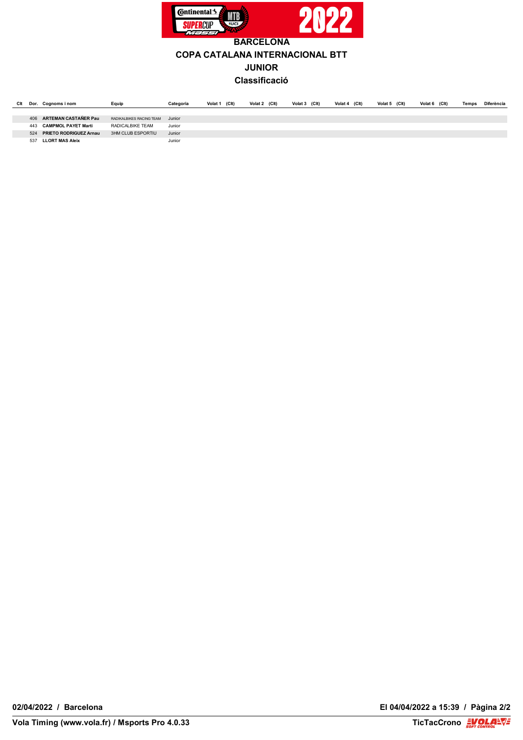# BARCELONA

## COPA CATALANA INTERNACIONAL BTT

## JUNIOR

## Classificació

| Clt | Dor. | Cognoms i nom | Equip | Categoria | Volat 1 (Clt) | Volat 2 (Clt) | Volat 3 (Clt) | Volat 4 (Clt) | Volat 5 (Clt) | Volat 6 (Clt) | Temps | Diferència |
|---|---|---|---|---|---|---|---|---|---|---|---|---|
| | 406 | **ARTEMAN CASTAÑER Pau** | RADIKALBIKES RACING TEAM | Junior | | | | | | | | |
| | 443 | **CAMPMOL PAYET Marti** | RADICALBIKE TEAM | Junior | | | | | | | | |
| | 524 | **PRIETO RODRIGUEZ Arnau** | 3HM CLUB ESPORTIU | Junior | | | | | | | | |
| | 537 | **LLORT MAS Aleix** | | Junior | | | | | | | | |

02/04/2022 / Barcelona

El 04/04/2022 a 15:39

Vola Timing (www.vola.fr) / Msports Pro 4.0.33

TicTacCrono